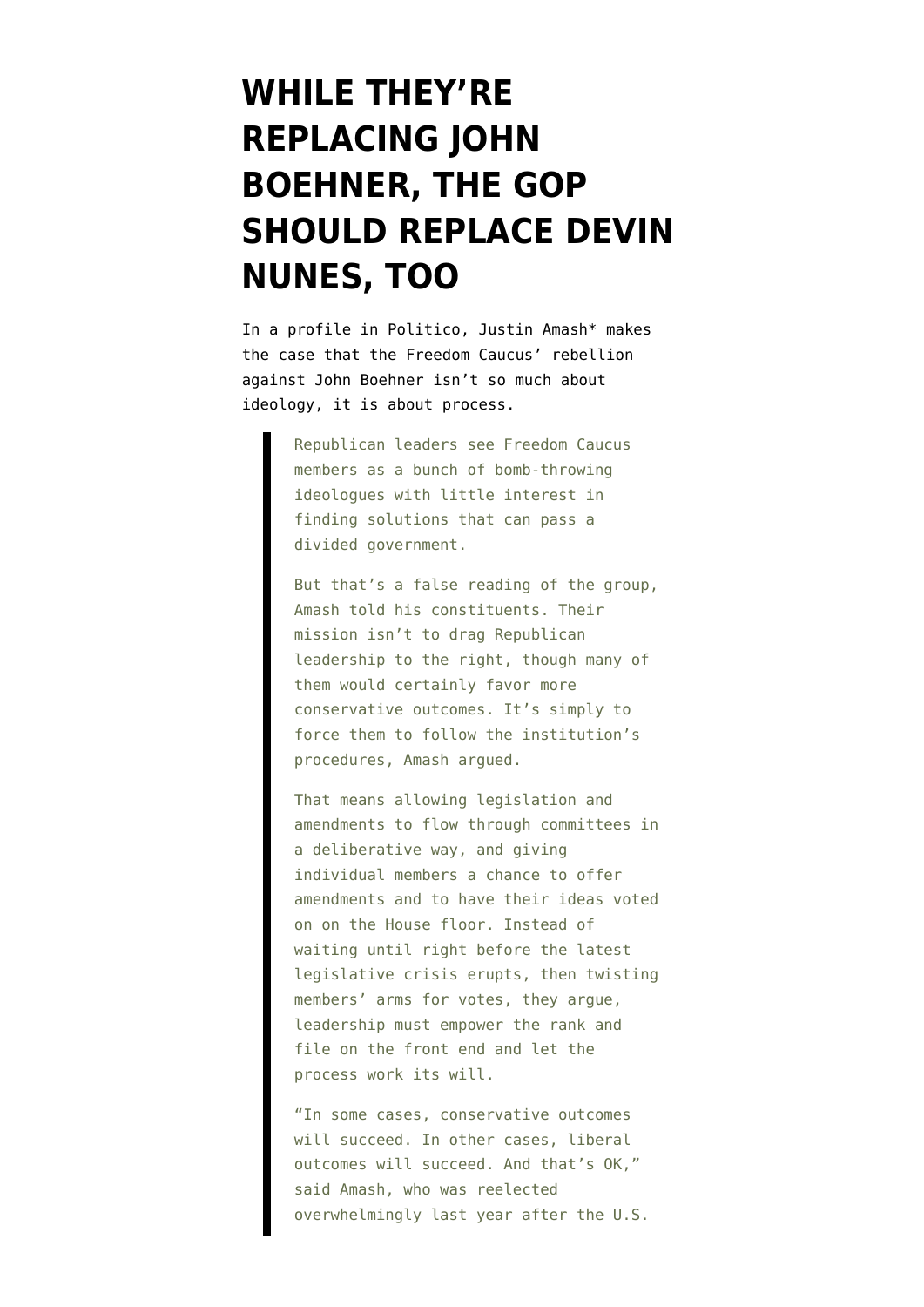# WHILE THEY'RE REPLACING JOHN BOEHNER, THE GOP SHOULD REPLACE DEVIN NUNES, TOO

In a profile in Politico, Justin Amash* makes the case that the Freedom Caucus' rebellion against John Boehner isn't so much about ideology, it is about process.

> Republican leaders see Freedom Caucus members as a bunch of bomb-throwing ideologues with little interest in finding solutions that can pass a divided government.
>
> But that's a false reading of the group, Amash told his constituents. Their mission isn't to drag Republican leadership to the right, though many of them would certainly favor more conservative outcomes. It's simply to force them to follow the institution's procedures, Amash argued.
>
> That means allowing legislation and amendments to flow through committees in a deliberative way, and giving individual members a chance to offer amendments and to have their ideas voted on on the House floor. Instead of waiting until right before the latest legislative crisis erupts, then twisting members' arms for votes, they argue, leadership must empower the rank and file on the front end and let the process work its will.
>
> "In some cases, conservative outcomes will succeed. In other cases, liberal outcomes will succeed. And that's OK," said Amash, who was reelected overwhelmingly last year after the U.S.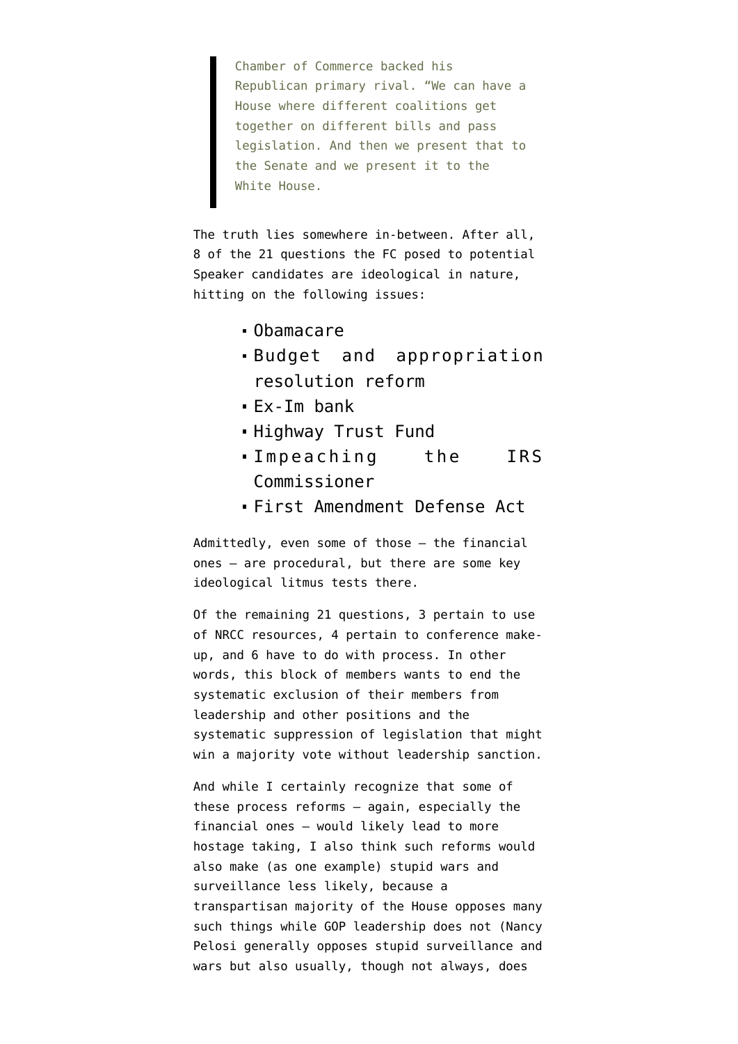> Chamber of Commerce backed his Republican primary rival. "We can have a House where different coalitions get together on different bills and pass legislation. And then we present that to the Senate and we present it to the White House.

The truth lies somewhere in-between. After all, 8 of the 21 questions the FC posed to potential Speaker candidates are ideological in nature, hitting on the following issues:

- Obamacare
- Budget and appropriation resolution reform
- Ex-Im bank
- Highway Trust Fund
- Impeaching the IRS Commissioner
- First Amendment Defense Act

Admittedly, even some of those — the financial ones — are procedural, but there are some key ideological litmus tests there.

Of the remaining 21 questions, 3 pertain to use of NRCC resources, 4 pertain to conference make-up, and 6 have to do with process. In other words, this block of members wants to end the systematic exclusion of their members from leadership and other positions and the systematic suppression of legislation that might win a majority vote without leadership sanction.

And while I certainly recognize that some of these process reforms — again, especially the financial ones — would likely lead to more hostage taking, I also think such reforms would also make (as one example) stupid wars and surveillance less likely, because a transpartisan majority of the House opposes many such things while GOP leadership does not (Nancy Pelosi generally opposes stupid surveillance and wars but also usually, though not always, does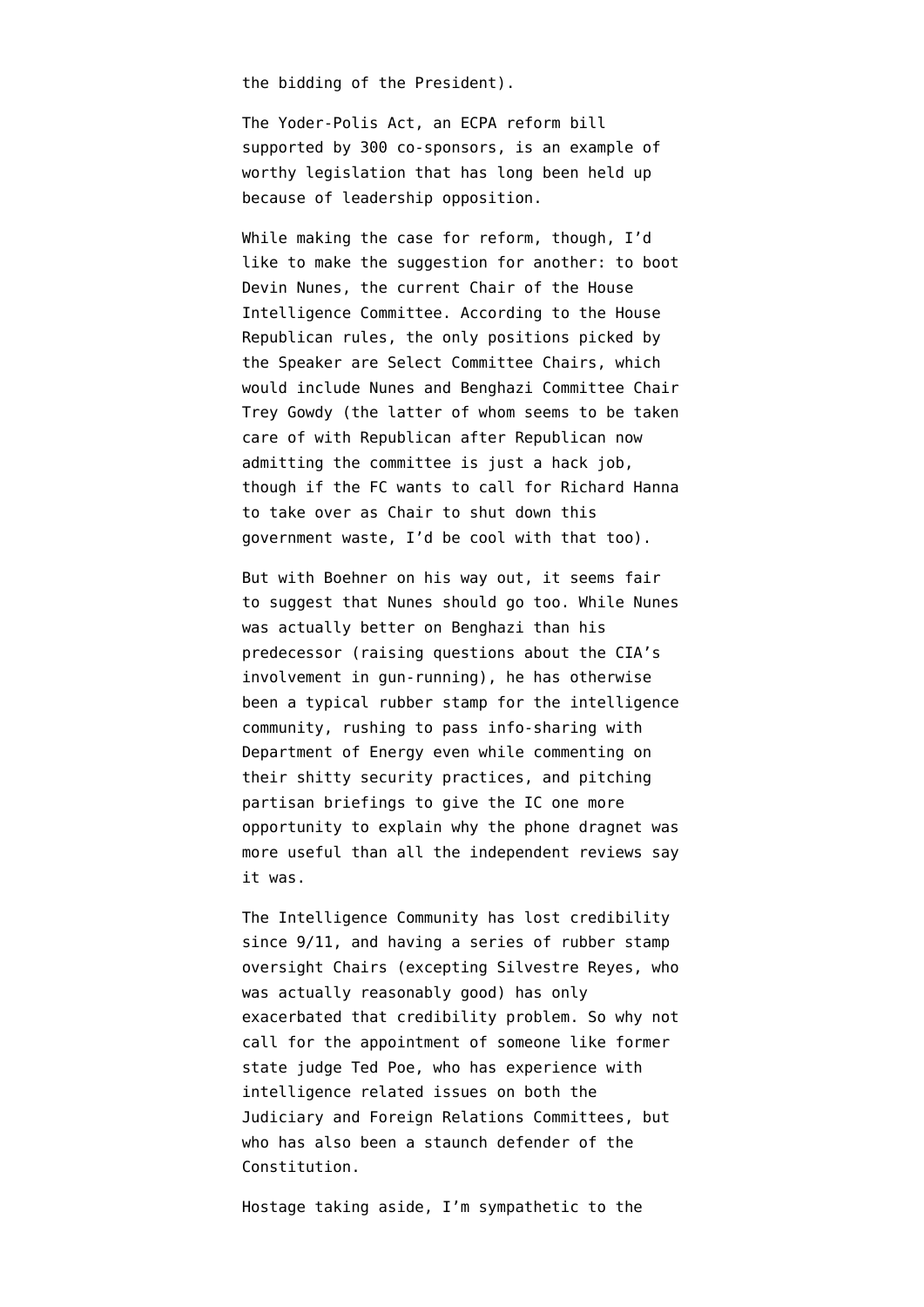the bidding of the President).

The Yoder-Polis Act, an ECPA reform bill supported by 300 co-sponsors, is an example of worthy legislation that has long been held up because of leadership opposition.

While making the case for reform, though, I'd like to make the suggestion for another: to boot Devin Nunes, the current Chair of the House Intelligence Committee. According to the House Republican rules, the only positions picked by the Speaker are Select Committee Chairs, which would include Nunes and Benghazi Committee Chair Trey Gowdy (the latter of whom seems to be taken care of with Republican after Republican now admitting the committee is just a hack job, though if the FC wants to call for Richard Hanna to take over as Chair to shut down this government waste, I'd be cool with that too).

But with Boehner on his way out, it seems fair to suggest that Nunes should go too. While Nunes was actually better on Benghazi than his predecessor (raising questions about the CIA's involvement in gun-running), he has otherwise been a typical rubber stamp for the intelligence community, rushing to pass info-sharing with Department of Energy even while commenting on their shitty security practices, and pitching partisan briefings to give the IC one more opportunity to explain why the phone dragnet was more useful than all the independent reviews say it was.

The Intelligence Community has lost credibility since 9/11, and having a series of rubber stamp oversight Chairs (excepting Silvestre Reyes, who was actually reasonably good) has only exacerbated that credibility problem. So why not call for the appointment of someone like former state judge Ted Poe, who has experience with intelligence related issues on both the Judiciary and Foreign Relations Committees, but who has also been a staunch defender of the Constitution.

Hostage taking aside, I'm sympathetic to the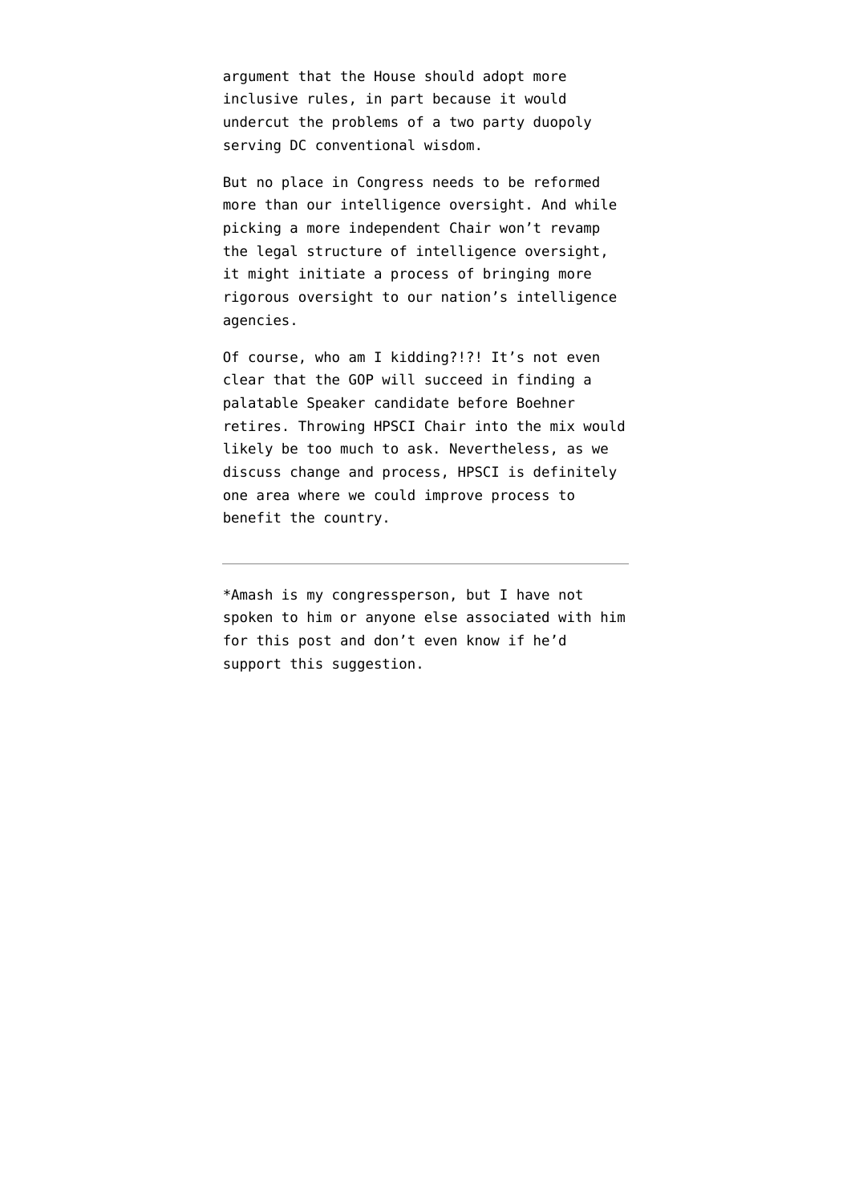argument that the House should adopt more inclusive rules, in part because it would undercut the problems of a two party duopoly serving DC conventional wisdom.

But no place in Congress needs to be reformed more than our intelligence oversight. And while picking a more independent Chair won't revamp the legal structure of intelligence oversight, it might initiate a process of bringing more rigorous oversight to our nation's intelligence agencies.

Of course, who am I kidding?!?! It's not even clear that the GOP will succeed in finding a palatable Speaker candidate before Boehner retires. Throwing HPSCI Chair into the mix would likely be too much to ask. Nevertheless, as we discuss change and process, HPSCI is definitely one area where we could improve process to benefit the country.

---

*Amash is my congressperson, but I have not spoken to him or anyone else associated with him for this post and don't even know if he'd support this suggestion.